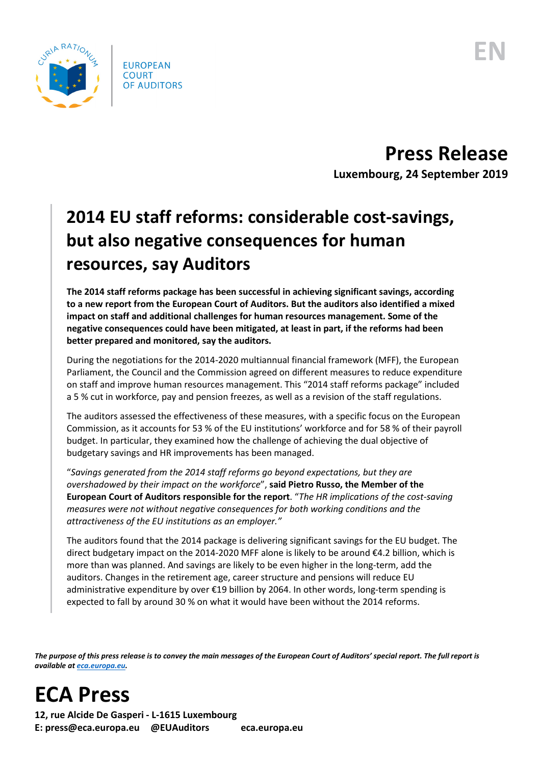EUROPEAN COURT OF AUDITORS

EN

# Press Release

**Luxembourg, 24 September 2019**

## 2014 EU staff reforms: considerable cost-savings, but also negative consequences for human resources, say Auditors

**The 2014 staff reforms package has been successful in achieving significant savings, according to a new report from the European Court of Auditors. But the auditors also identified a mixed impact on staff and additional challenges for human resources management. Some of the negative consequences could have been mitigated, at least in part, if the reforms had been better prepared and monitored, say the auditors.**

During the negotiations for the 2014-2020 multiannual financial framework (MFF), the European Parliament, the Council and the Commission agreed on different measures to reduce expenditure on staff and improve human resources management. This "2014 staff reforms package" included a 5 % cut in workforce, pay and pension freezes, as well as a revision of the staff regulations.

The auditors assessed the effectiveness of these measures, with a specific focus on the European Commission, as it accounts for 53 % of the EU institutions' workforce and for 58 % of their payroll budget. In particular, they examined how the challenge of achieving the dual objective of budgetary savings and HR improvements has been managed.

"*Savings generated from the 2014 staff reforms go beyond expectations, but they are overshadowed by their impact on the workforce*", **said Pietro Russo, the Member of the European Court of Auditors responsible for the report**. "*The HR implications of the cost-saving measures were not without negative consequences for both working conditions and the attractiveness of the EU institutions as an employer.*"

The auditors found that the 2014 package is delivering significant savings for the EU budget. The direct budgetary impact on the 2014-2020 MFF alone is likely to be around €4.2 billion, which is more than was planned. And savings are likely to be even higher in the long-term, add the auditors. Changes in the retirement age, career structure and pensions will reduce EU administrative expenditure by over €19 billion by 2064. In other words, long-term spending is expected to fall by around 30 % on what it would have been without the 2014 reforms.

***The purpose of this press release is to convey the main messages of the European Court of Auditors' special report. The full report is available at [eca.europa.eu](eca.europa.eu).***

# ECA Press

**12, rue Alcide De Gasperi - L-1615 Luxembourg**
**E: press@eca.europa.eu @EUAuditors eca.europa.eu**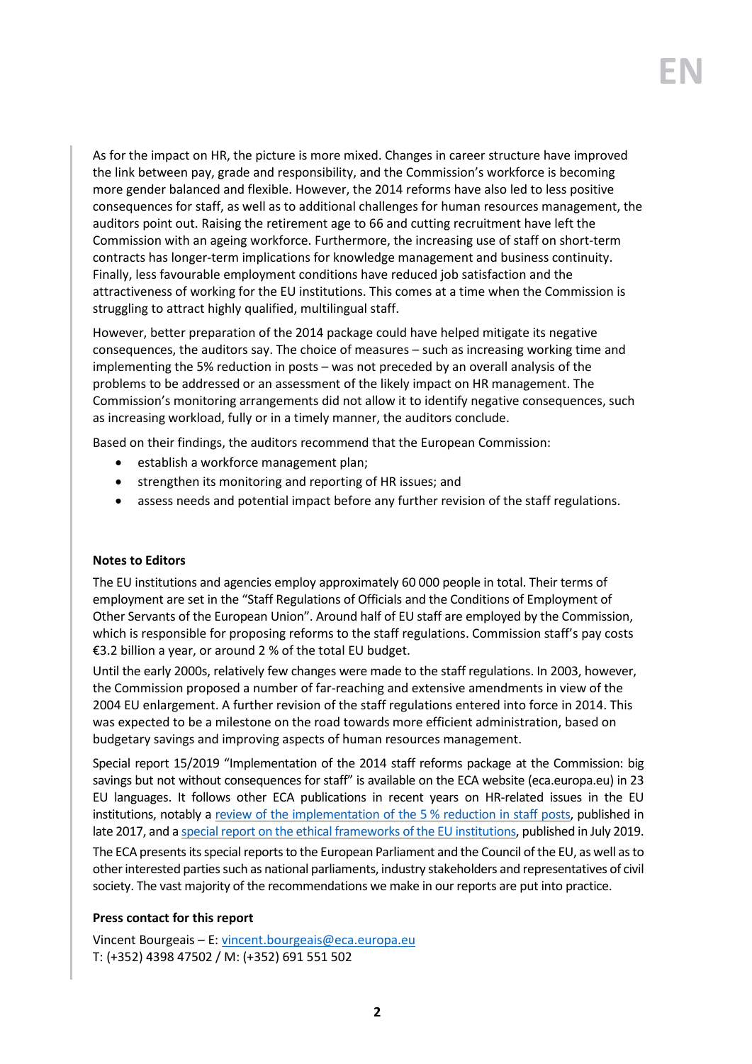As for the impact on HR, the picture is more mixed. Changes in career structure have improved the link between pay, grade and responsibility, and the Commission's workforce is becoming more gender balanced and flexible. However, the 2014 reforms have also led to less positive consequences for staff, as well as to additional challenges for human resources management, the auditors point out. Raising the retirement age to 66 and cutting recruitment have left the Commission with an ageing workforce. Furthermore, the increasing use of staff on short-term contracts has longer-term implications for knowledge management and business continuity. Finally, less favourable employment conditions have reduced job satisfaction and the attractiveness of working for the EU institutions. This comes at a time when the Commission is struggling to attract highly qualified, multilingual staff.

However, better preparation of the 2014 package could have helped mitigate its negative consequences, the auditors say. The choice of measures – such as increasing working time and implementing the 5% reduction in posts – was not preceded by an overall analysis of the problems to be addressed or an assessment of the likely impact on HR management. The Commission's monitoring arrangements did not allow it to identify negative consequences, such as increasing workload, fully or in a timely manner, the auditors conclude.

Based on their findings, the auditors recommend that the European Commission:

- establish a workforce management plan;
- strengthen its monitoring and reporting of HR issues; and
- assess needs and potential impact before any further revision of the staff regulations.

**Notes to Editors**

The EU institutions and agencies employ approximately 60 000 people in total. Their terms of employment are set in the "Staff Regulations of Officials and the Conditions of Employment of Other Servants of the European Union". Around half of EU staff are employed by the Commission, which is responsible for proposing reforms to the staff regulations. Commission staff's pay costs €3.2 billion a year, or around 2 % of the total EU budget.

Until the early 2000s, relatively few changes were made to the staff regulations. In 2003, however, the Commission proposed a number of far-reaching and extensive amendments in view of the 2004 EU enlargement. A further revision of the staff regulations entered into force in 2014. This was expected to be a milestone on the road towards more efficient administration, based on budgetary savings and improving aspects of human resources management.

Special report 15/2019 "Implementation of the 2014 staff reforms package at the Commission: big savings but not without consequences for staff" is available on the ECA website (eca.europa.eu) in 23 EU languages. It follows other ECA publications in recent years on HR-related issues in the EU institutions, notably a review of the implementation of the 5 % reduction in staff posts, published in late 2017, and a special report on the ethical frameworks of the EU institutions, published in July 2019.

The ECA presents its special reports to the European Parliament and the Council of the EU, as well as to other interested parties such as national parliaments, industry stakeholders and representatives of civil society. The vast majority of the recommendations we make in our reports are put into practice.

**Press contact for this report**

Vincent Bourgeais – E: vincent.bourgeais@eca.europa.eu
T: (+352) 4398 47502 / M: (+352) 691 551 502